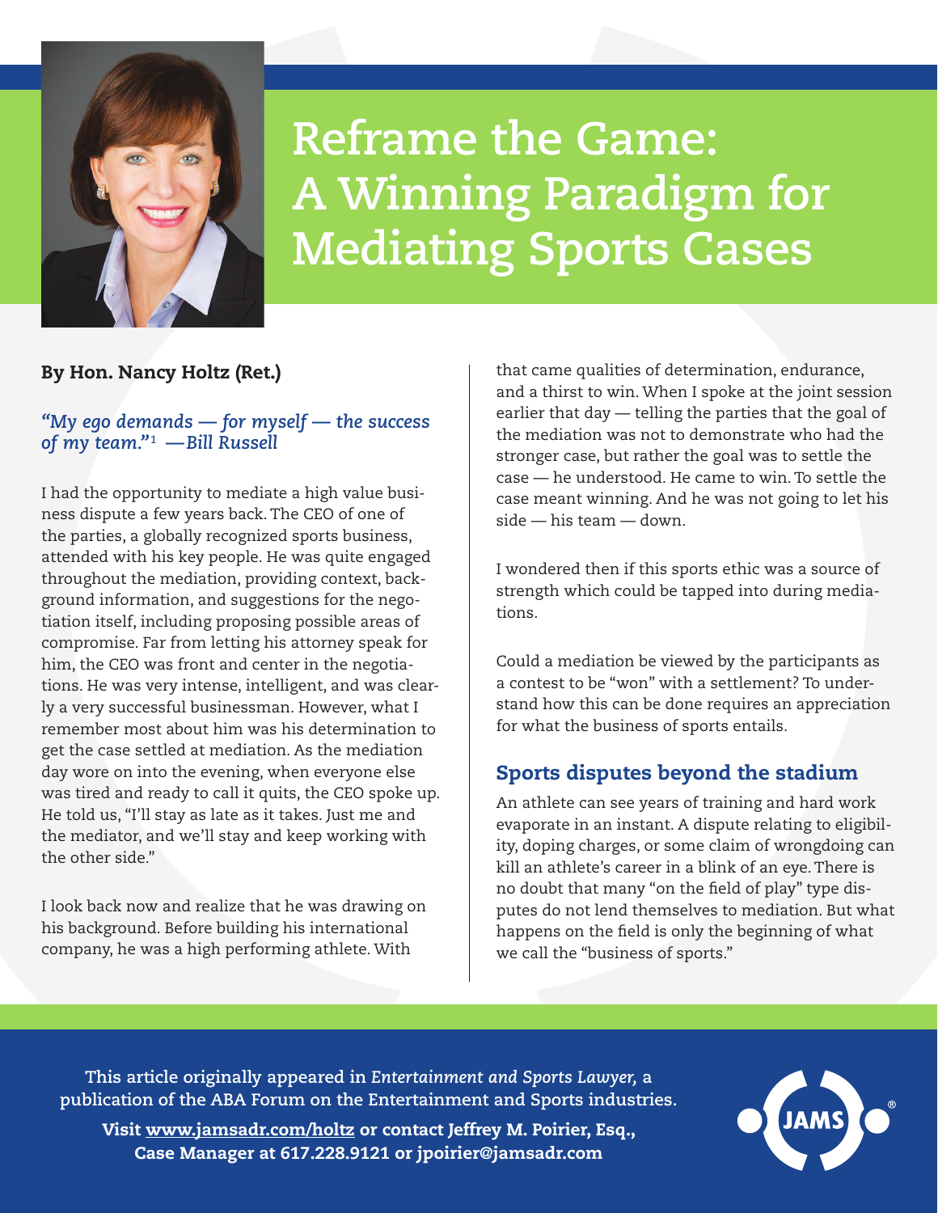# Reframe the Game: A Winning Paradigm for Mediating Sports Cases

**By Hon. Nancy Holtz (Ret.)**

*"My ego demands — for myself — the success of my team."[1] —Bill Russell*

I had the opportunity to mediate a high value business dispute a few years back. The CEO of one of the parties, a globally recognized sports business, attended with his key people. He was quite engaged throughout the mediation, providing context, background information, and suggestions for the negotiation itself, including proposing possible areas of compromise. Far from letting his attorney speak for him, the CEO was front and center in the negotiations. He was very intense, intelligent, and was clearly a very successful businessman. However, what I remember most about him was his determination to get the case settled at mediation. As the mediation day wore on into the evening, when everyone else was tired and ready to call it quits, the CEO spoke up. He told us, "I'll stay as late as it takes. Just me and the mediator, and we'll stay and keep working with the other side."

I look back now and realize that he was drawing on his background. Before building his international company, he was a high performing athlete. With that came qualities of determination, endurance, and a thirst to win. When I spoke at the joint session earlier that day — telling the parties that the goal of the mediation was not to demonstrate who had the stronger case, but rather the goal was to settle the case — he understood. He came to win. To settle the case meant winning. And he was not going to let his side — his team — down.

I wondered then if this sports ethic was a source of strength which could be tapped into during mediations.

Could a mediation be viewed by the participants as a contest to be "won" with a settlement? To understand how this can be done requires an appreciation for what the business of sports entails.

## Sports disputes beyond the stadium

An athlete can see years of training and hard work evaporate in an instant. A dispute relating to eligibility, doping charges, or some claim of wrongdoing can kill an athlete's career in a blink of an eye. There is no doubt that many "on the field of play" type disputes do not lend themselves to mediation. But what happens on the field is only the beginning of what we call the "business of sports."

This article originally appeared in *Entertainment and Sports Lawyer,* a publication of the ABA Forum on the Entertainment and Sports industries.

**Visit www.jamsadr.com/holtz or contact Jeffrey M. Poirier, Esq., Case Manager at 617.228.9121 or jpoirier@jamsadr.com**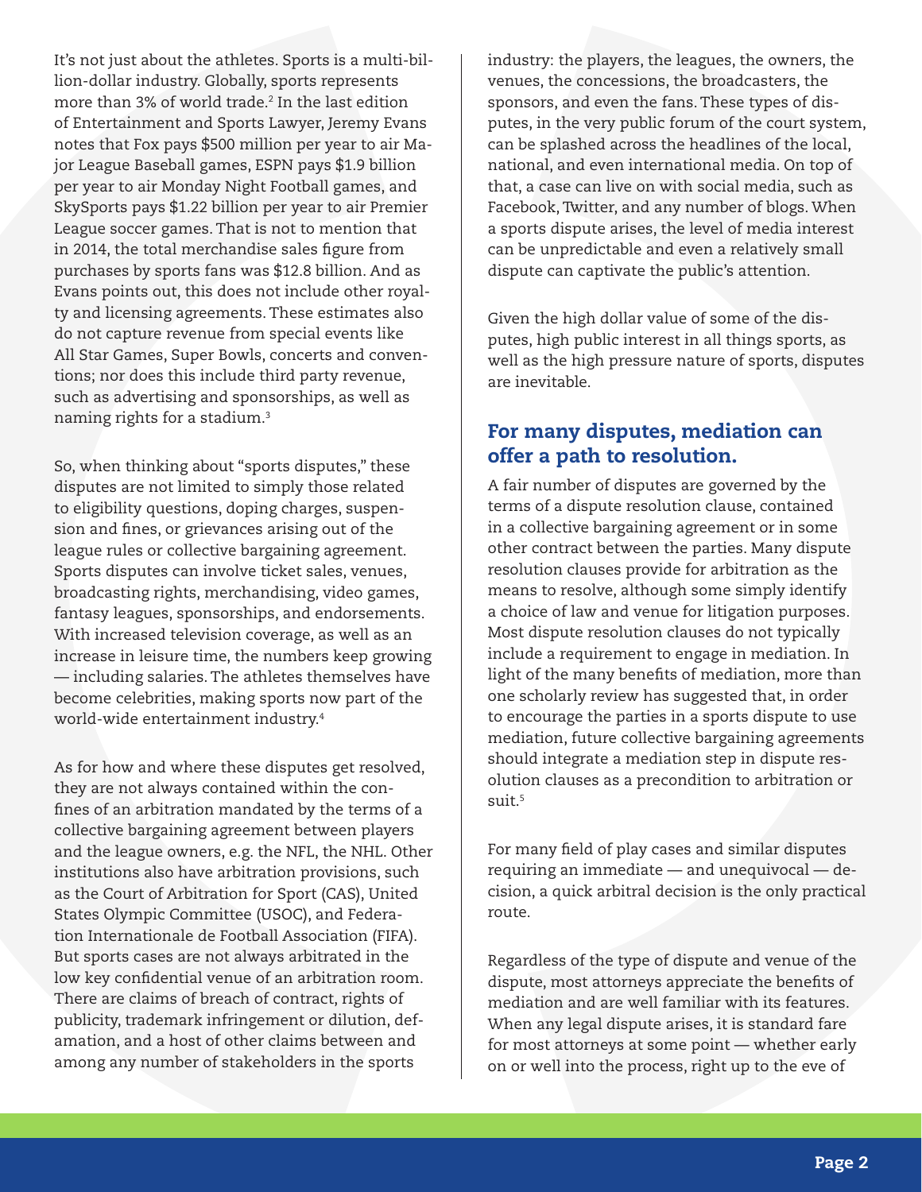It's not just about the athletes. Sports is a multi-billion-dollar industry. Globally, sports represents more than 3% of world trade.[2] In the last edition of Entertainment and Sports Lawyer, Jeremy Evans notes that Fox pays $500 million per year to air Major League Baseball games, ESPN pays $1.9 billion per year to air Monday Night Football games, and SkySports pays $1.22 billion per year to air Premier League soccer games. That is not to mention that in 2014, the total merchandise sales figure from purchases by sports fans was $12.8 billion. And as Evans points out, this does not include other royalty and licensing agreements. These estimates also do not capture revenue from special events like All Star Games, Super Bowls, concerts and conventions; nor does this include third party revenue, such as advertising and sponsorships, as well as naming rights for a stadium.[3]

So, when thinking about "sports disputes," these disputes are not limited to simply those related to eligibility questions, doping charges, suspension and fines, or grievances arising out of the league rules or collective bargaining agreement. Sports disputes can involve ticket sales, venues, broadcasting rights, merchandising, video games, fantasy leagues, sponsorships, and endorsements. With increased television coverage, as well as an increase in leisure time, the numbers keep growing — including salaries. The athletes themselves have become celebrities, making sports now part of the world-wide entertainment industry.[4]

As for how and where these disputes get resolved, they are not always contained within the confines of an arbitration mandated by the terms of a collective bargaining agreement between players and the league owners, e.g. the NFL, the NHL. Other institutions also have arbitration provisions, such as the Court of Arbitration for Sport (CAS), United States Olympic Committee (USOC), and Federation Internationale de Football Association (FIFA). But sports cases are not always arbitrated in the low key confidential venue of an arbitration room. There are claims of breach of contract, rights of publicity, trademark infringement or dilution, defamation, and a host of other claims between and among any number of stakeholders in the sports industry: the players, the leagues, the owners, the venues, the concessions, the broadcasters, the sponsors, and even the fans. These types of disputes, in the very public forum of the court system, can be splashed across the headlines of the local, national, and even international media. On top of that, a case can live on with social media, such as Facebook, Twitter, and any number of blogs. When a sports dispute arises, the level of media interest can be unpredictable and even a relatively small dispute can captivate the public's attention.

Given the high dollar value of some of the disputes, high public interest in all things sports, as well as the high pressure nature of sports, disputes are inevitable.

## For many disputes, mediation can offer a path to resolution.

A fair number of disputes are governed by the terms of a dispute resolution clause, contained in a collective bargaining agreement or in some other contract between the parties. Many dispute resolution clauses provide for arbitration as the means to resolve, although some simply identify a choice of law and venue for litigation purposes. Most dispute resolution clauses do not typically include a requirement to engage in mediation. In light of the many benefits of mediation, more than one scholarly review has suggested that, in order to encourage the parties in a sports dispute to use mediation, future collective bargaining agreements should integrate a mediation step in dispute resolution clauses as a precondition to arbitration or suit.[5]

For many field of play cases and similar disputes requiring an immediate — and unequivocal — decision, a quick arbitral decision is the only practical route.

Regardless of the type of dispute and venue of the dispute, most attorneys appreciate the benefits of mediation and are well familiar with its features. When any legal dispute arises, it is standard fare for most attorneys at some point — whether early on or well into the process, right up to the eve of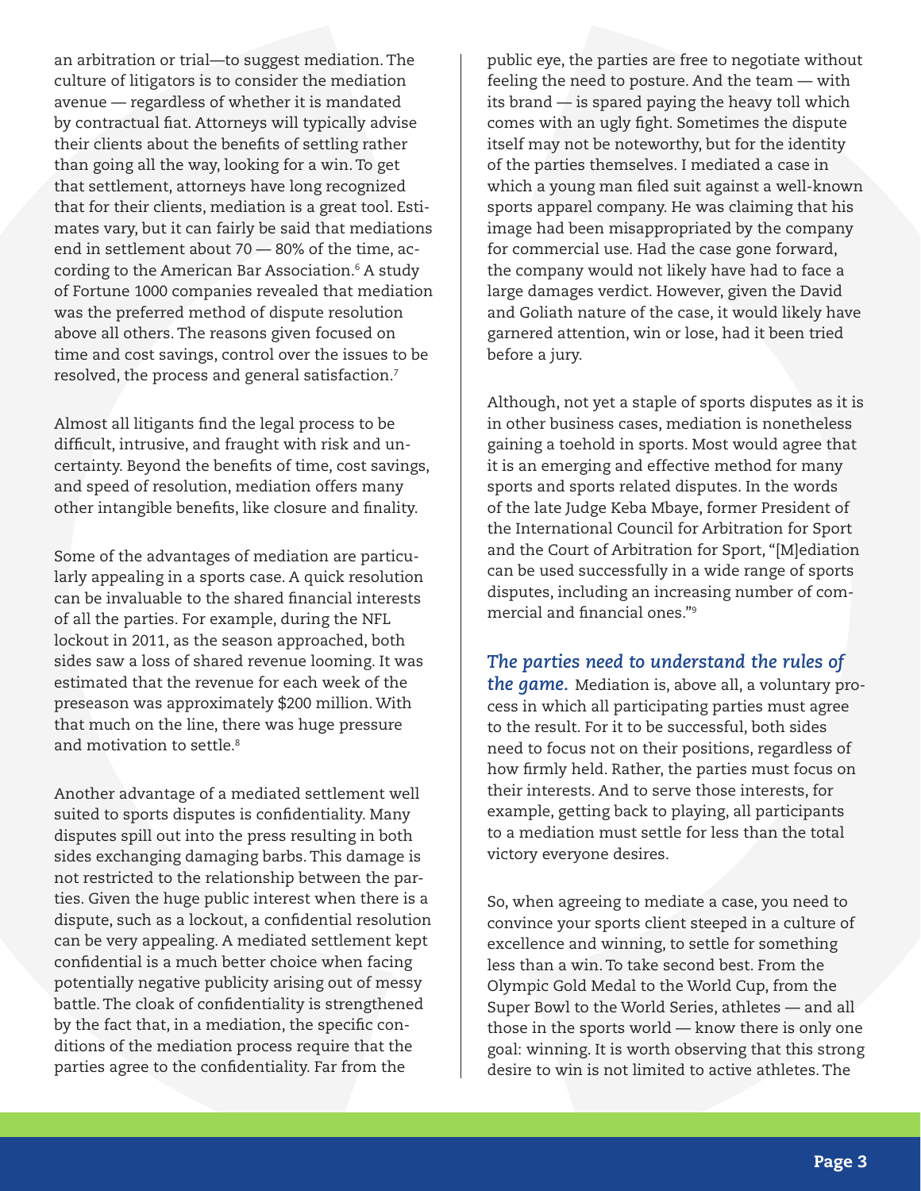an arbitration or trial—to suggest mediation. The culture of litigators is to consider the mediation avenue — regardless of whether it is mandated by contractual fiat. Attorneys will typically advise their clients about the benefits of settling rather than going all the way, looking for a win. To get that settlement, attorneys have long recognized that for their clients, mediation is a great tool. Estimates vary, but it can fairly be said that mediations end in settlement about 70 — 80% of the time, according to the American Bar Association.[6] A study of Fortune 1000 companies revealed that mediation was the preferred method of dispute resolution above all others. The reasons given focused on time and cost savings, control over the issues to be resolved, the process and general satisfaction.[7]

Almost all litigants find the legal process to be difficult, intrusive, and fraught with risk and uncertainty. Beyond the benefits of time, cost savings, and speed of resolution, mediation offers many other intangible benefits, like closure and finality.

Some of the advantages of mediation are particularly appealing in a sports case. A quick resolution can be invaluable to the shared financial interests of all the parties. For example, during the NFL lockout in 2011, as the season approached, both sides saw a loss of shared revenue looming. It was estimated that the revenue for each week of the preseason was approximately $200 million. With that much on the line, there was huge pressure and motivation to settle.[8]

Another advantage of a mediated settlement well suited to sports disputes is confidentiality. Many disputes spill out into the press resulting in both sides exchanging damaging barbs. This damage is not restricted to the relationship between the parties. Given the huge public interest when there is a dispute, such as a lockout, a confidential resolution can be very appealing. A mediated settlement kept confidential is a much better choice when facing potentially negative publicity arising out of messy battle. The cloak of confidentiality is strengthened by the fact that, in a mediation, the specific conditions of the mediation process require that the parties agree to the confidentiality. Far from the public eye, the parties are free to negotiate without feeling the need to posture. And the team — with its brand — is spared paying the heavy toll which comes with an ugly fight. Sometimes the dispute itself may not be noteworthy, but for the identity of the parties themselves. I mediated a case in which a young man filed suit against a well-known sports apparel company. He was claiming that his image had been misappropriated by the company for commercial use. Had the case gone forward, the company would not likely have had to face a large damages verdict. However, given the David and Goliath nature of the case, it would likely have garnered attention, win or lose, had it been tried before a jury.

Although, not yet a staple of sports disputes as it is in other business cases, mediation is nonetheless gaining a toehold in sports. Most would agree that it is an emerging and effective method for many sports and sports related disputes. In the words of the late Judge Keba Mbaye, former President of the International Council for Arbitration for Sport and the Court of Arbitration for Sport, "[M]ediation can be used successfully in a wide range of sports disputes, including an increasing number of commercial and financial ones."[9]

***The parties need to understand the rules of the game.*** Mediation is, above all, a voluntary process in which all participating parties must agree to the result. For it to be successful, both sides need to focus not on their positions, regardless of how firmly held. Rather, the parties must focus on their interests. And to serve those interests, for example, getting back to playing, all participants to a mediation must settle for less than the total victory everyone desires.

So, when agreeing to mediate a case, you need to convince your sports client steeped in a culture of excellence and winning, to settle for something less than a win. To take second best. From the Olympic Gold Medal to the World Cup, from the Super Bowl to the World Series, athletes — and all those in the sports world — know there is only one goal: winning. It is worth observing that this strong desire to win is not limited to active athletes. The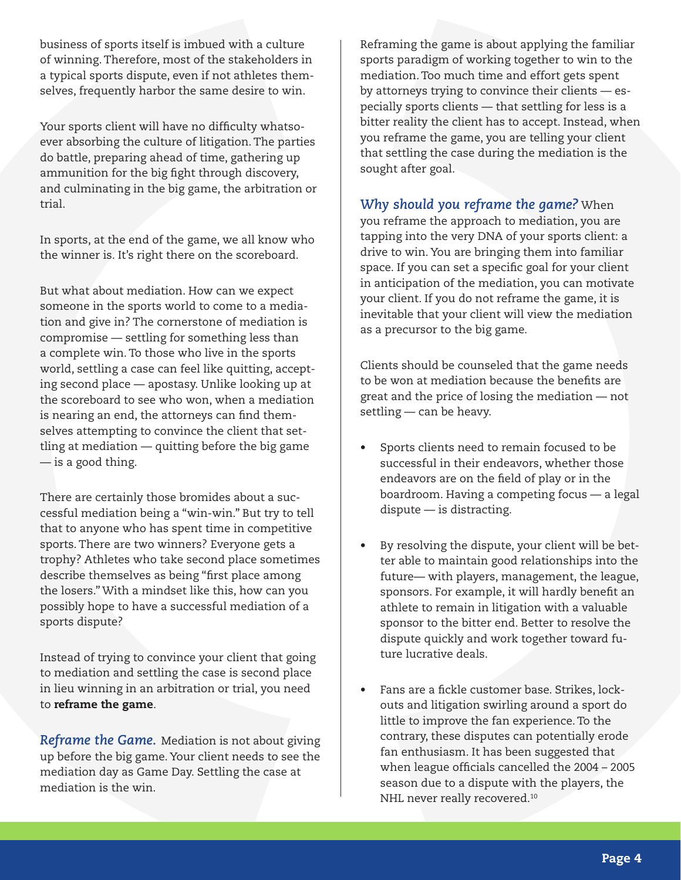business of sports itself is imbued with a culture of winning. Therefore, most of the stakeholders in a typical sports dispute, even if not athletes themselves, frequently harbor the same desire to win.

Your sports client will have no difficulty whatsoever absorbing the culture of litigation. The parties do battle, preparing ahead of time, gathering up ammunition for the big fight through discovery, and culminating in the big game, the arbitration or trial.

In sports, at the end of the game, we all know who the winner is. It's right there on the scoreboard.

But what about mediation. How can we expect someone in the sports world to come to a mediation and give in? The cornerstone of mediation is compromise — settling for something less than a complete win. To those who live in the sports world, settling a case can feel like quitting, accepting second place — apostasy. Unlike looking up at the scoreboard to see who won, when a mediation is nearing an end, the attorneys can find themselves attempting to convince the client that settling at mediation — quitting before the big game — is a good thing.

There are certainly those bromides about a successful mediation being a "win-win." But try to tell that to anyone who has spent time in competitive sports. There are two winners? Everyone gets a trophy? Athletes who take second place sometimes describe themselves as being "first place among the losers." With a mindset like this, how can you possibly hope to have a successful mediation of a sports dispute?

Instead of trying to convince your client that going to mediation and settling the case is second place in lieu winning in an arbitration or trial, you need to **reframe the game**.

***Reframe the Game.*** Mediation is not about giving up before the big game. Your client needs to see the mediation day as Game Day. Settling the case at mediation is the win.

Reframing the game is about applying the familiar sports paradigm of working together to win to the mediation. Too much time and effort gets spent by attorneys trying to convince their clients — especially sports clients — that settling for less is a bitter reality the client has to accept. Instead, when you reframe the game, you are telling your client that settling the case during the mediation is the sought after goal.

***Why should you reframe the game?*** When you reframe the approach to mediation, you are tapping into the very DNA of your sports client: a drive to win. You are bringing them into familiar space. If you can set a specific goal for your client in anticipation of the mediation, you can motivate your client. If you do not reframe the game, it is inevitable that your client will view the mediation as a precursor to the big game.

Clients should be counseled that the game needs to be won at mediation because the benefits are great and the price of losing the mediation — not settling — can be heavy.

- Sports clients need to remain focused to be successful in their endeavors, whether those endeavors are on the field of play or in the boardroom. Having a competing focus — a legal dispute — is distracting.

- By resolving the dispute, your client will be better able to maintain good relationships into the future— with players, management, the league, sponsors. For example, it will hardly benefit an athlete to remain in litigation with a valuable sponsor to the bitter end. Better to resolve the dispute quickly and work together toward future lucrative deals.

- Fans are a fickle customer base. Strikes, lockouts and litigation swirling around a sport do little to improve the fan experience. To the contrary, these disputes can potentially erode fan enthusiasm. It has been suggested that when league officials cancelled the 2004 – 2005 season due to a dispute with the players, the NHL never really recovered.[10]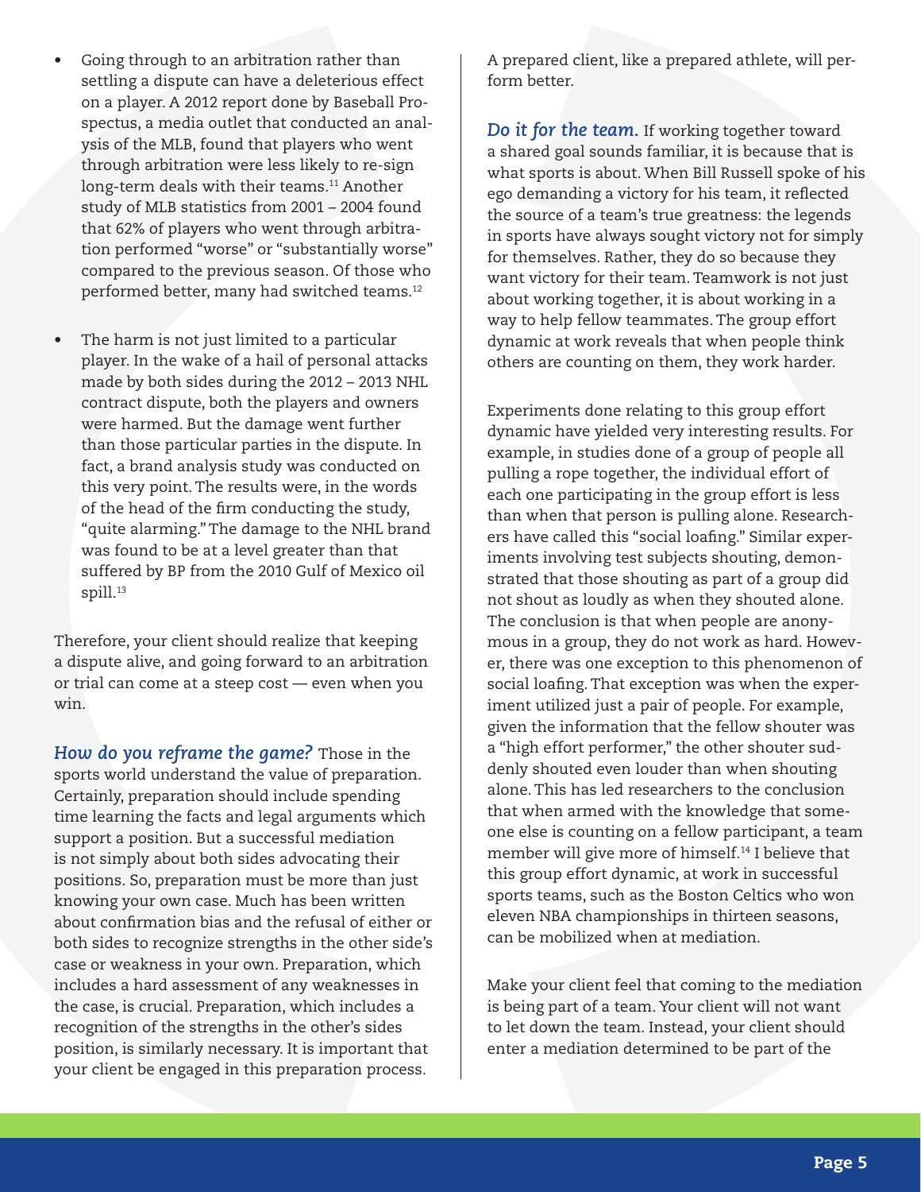- Going through to an arbitration rather than settling a dispute can have a deleterious effect on a player. A 2012 report done by Baseball Prospectus, a media outlet that conducted an analysis of the MLB, found that players who went through arbitration were less likely to re-sign long-term deals with their teams.[11] Another study of MLB statistics from 2001 – 2004 found that 62% of players who went through arbitration performed "worse" or "substantially worse" compared to the previous season. Of those who performed better, many had switched teams.[12]

- The harm is not just limited to a particular player. In the wake of a hail of personal attacks made by both sides during the 2012 – 2013 NHL contract dispute, both the players and owners were harmed. But the damage went further than those particular parties in the dispute. In fact, a brand analysis study was conducted on this very point. The results were, in the words of the head of the firm conducting the study, "quite alarming." The damage to the NHL brand was found to be at a level greater than that suffered by BP from the 2010 Gulf of Mexico oil spill.[13]

Therefore, your client should realize that keeping a dispute alive, and going forward to an arbitration or trial can come at a steep cost — even when you win.

***How do you reframe the game?*** Those in the sports world understand the value of preparation. Certainly, preparation should include spending time learning the facts and legal arguments which support a position. But a successful mediation is not simply about both sides advocating their positions. So, preparation must be more than just knowing your own case. Much has been written about confirmation bias and the refusal of either or both sides to recognize strengths in the other side's case or weakness in your own. Preparation, which includes a hard assessment of any weaknesses in the case, is crucial. Preparation, which includes a recognition of the strengths in the other's sides position, is similarly necessary. It is important that your client be engaged in this preparation process. A prepared client, like a prepared athlete, will perform better.

***Do it for the team.*** If working together toward a shared goal sounds familiar, it is because that is what sports is about. When Bill Russell spoke of his ego demanding a victory for his team, it reflected the source of a team's true greatness: the legends in sports have always sought victory not for simply for themselves. Rather, they do so because they want victory for their team. Teamwork is not just about working together, it is about working in a way to help fellow teammates. The group effort dynamic at work reveals that when people think others are counting on them, they work harder.

Experiments done relating to this group effort dynamic have yielded very interesting results. For example, in studies done of a group of people all pulling a rope together, the individual effort of each one participating in the group effort is less than when that person is pulling alone. Researchers have called this "social loafing." Similar experiments involving test subjects shouting, demonstrated that those shouting as part of a group did not shout as loudly as when they shouted alone. The conclusion is that when people are anonymous in a group, they do not work as hard. However, there was one exception to this phenomenon of social loafing. That exception was when the experiment utilized just a pair of people. For example, given the information that the fellow shouter was a "high effort performer," the other shouter suddenly shouted even louder than when shouting alone. This has led researchers to the conclusion that when armed with the knowledge that someone else is counting on a fellow participant, a team member will give more of himself.[14] I believe that this group effort dynamic, at work in successful sports teams, such as the Boston Celtics who won eleven NBA championships in thirteen seasons, can be mobilized when at mediation.

Make your client feel that coming to the mediation is being part of a team. Your client will not want to let down the team. Instead, your client should enter a mediation determined to be part of the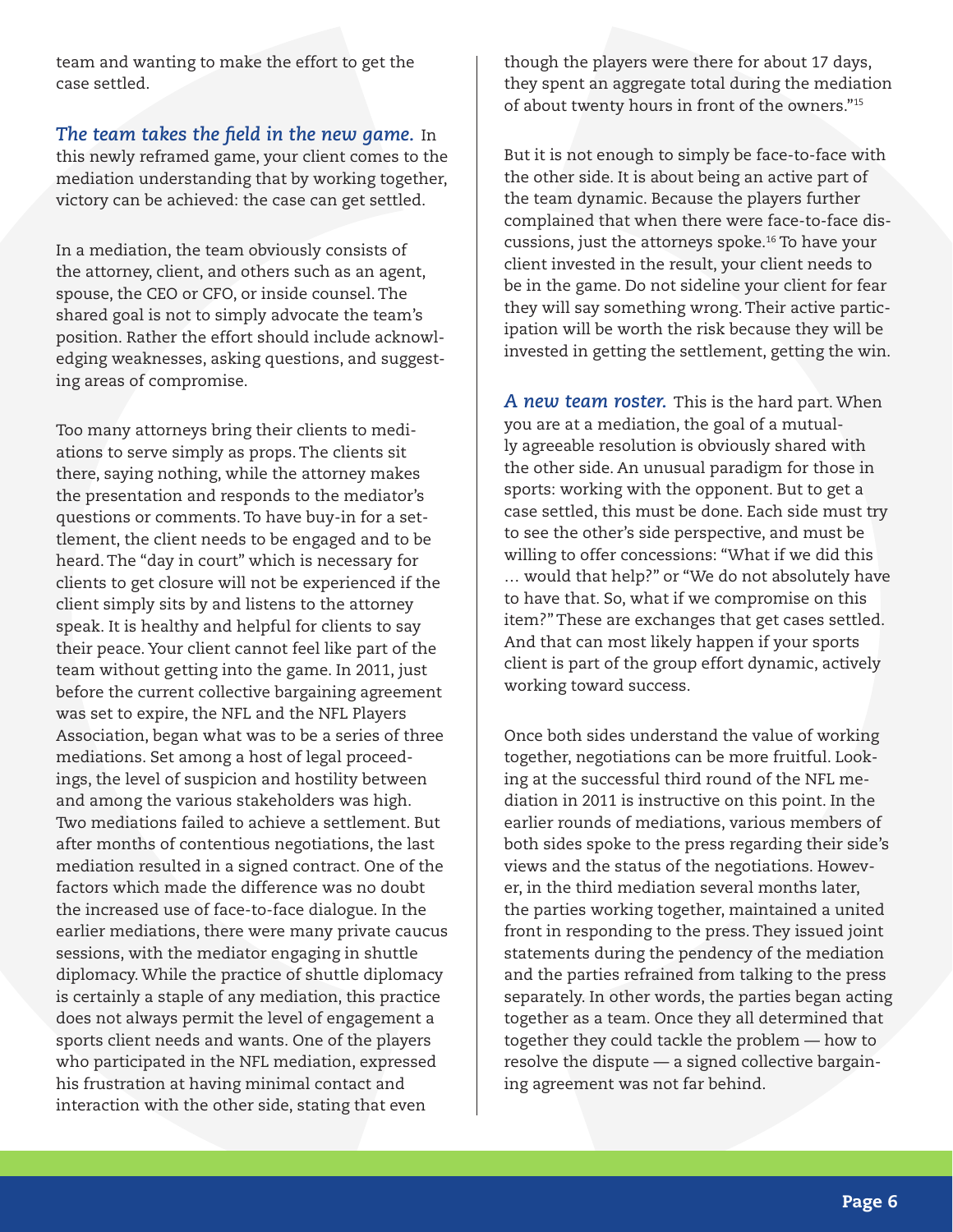team and wanting to make the effort to get the case settled.

***The team takes the field in the new game.*** In this newly reframed game, your client comes to the mediation understanding that by working together, victory can be achieved: the case can get settled.

In a mediation, the team obviously consists of the attorney, client, and others such as an agent, spouse, the CEO or CFO, or inside counsel. The shared goal is not to simply advocate the team's position. Rather the effort should include acknowledging weaknesses, asking questions, and suggesting areas of compromise.

Too many attorneys bring their clients to mediations to serve simply as props. The clients sit there, saying nothing, while the attorney makes the presentation and responds to the mediator's questions or comments. To have buy-in for a settlement, the client needs to be engaged and to be heard. The "day in court" which is necessary for clients to get closure will not be experienced if the client simply sits by and listens to the attorney speak. It is healthy and helpful for clients to say their peace. Your client cannot feel like part of the team without getting into the game. In 2011, just before the current collective bargaining agreement was set to expire, the NFL and the NFL Players Association, began what was to be a series of three mediations. Set among a host of legal proceedings, the level of suspicion and hostility between and among the various stakeholders was high. Two mediations failed to achieve a settlement. But after months of contentious negotiations, the last mediation resulted in a signed contract. One of the factors which made the difference was no doubt the increased use of face-to-face dialogue. In the earlier mediations, there were many private caucus sessions, with the mediator engaging in shuttle diplomacy. While the practice of shuttle diplomacy is certainly a staple of any mediation, this practice does not always permit the level of engagement a sports client needs and wants. One of the players who participated in the NFL mediation, expressed his frustration at having minimal contact and interaction with the other side, stating that even though the players were there for about 17 days, they spent an aggregate total during the mediation of about twenty hours in front of the owners."[15]

But it is not enough to simply be face-to-face with the other side. It is about being an active part of the team dynamic. Because the players further complained that when there were face-to-face discussions, just the attorneys spoke.[16] To have your client invested in the result, your client needs to be in the game. Do not sideline your client for fear they will say something wrong. Their active participation will be worth the risk because they will be invested in getting the settlement, getting the win.

***A new team roster.*** This is the hard part. When you are at a mediation, the goal of a mutually agreeable resolution is obviously shared with the other side. An unusual paradigm for those in sports: working with the opponent. But to get a case settled, this must be done. Each side must try to see the other's side perspective, and must be willing to offer concessions: "What if we did this … would that help?" or "We do not absolutely have to have that. So, what if we compromise on this item?" These are exchanges that get cases settled. And that can most likely happen if your sports client is part of the group effort dynamic, actively working toward success.

Once both sides understand the value of working together, negotiations can be more fruitful. Looking at the successful third round of the NFL mediation in 2011 is instructive on this point. In the earlier rounds of mediations, various members of both sides spoke to the press regarding their side's views and the status of the negotiations. However, in the third mediation several months later, the parties working together, maintained a united front in responding to the press. They issued joint statements during the pendency of the mediation and the parties refrained from talking to the press separately. In other words, the parties began acting together as a team. Once they all determined that together they could tackle the problem — how to resolve the dispute — a signed collective bargaining agreement was not far behind.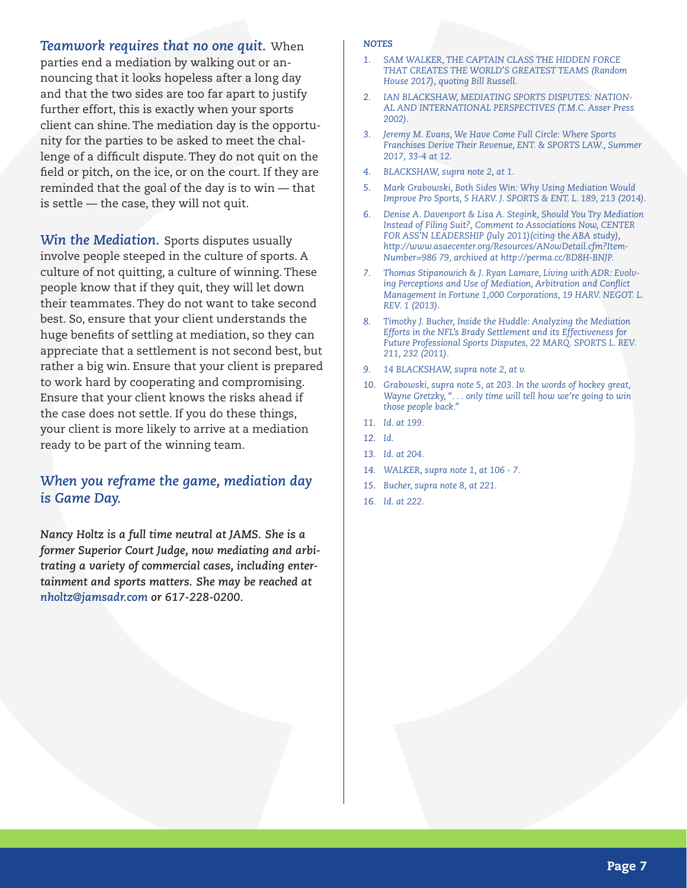***Teamwork requires that no one quit.*** When parties end a mediation by walking out or announcing that it looks hopeless after a long day and that the two sides are too far apart to justify further effort, this is exactly when your sports client can shine. The mediation day is the opportunity for the parties to be asked to meet the challenge of a difficult dispute. They do not quit on the field or pitch, on the ice, or on the court. If they are reminded that the goal of the day is to win — that is settle — the case, they will not quit.

***Win the Mediation.*** Sports disputes usually involve people steeped in the culture of sports. A culture of not quitting, a culture of winning. These people know that if they quit, they will let down their teammates. They do not want to take second best. So, ensure that your client understands the huge benefits of settling at mediation, so they can appreciate that a settlement is not second best, but rather a big win. Ensure that your client is prepared to work hard by cooperating and compromising. Ensure that your client knows the risks ahead if the case does not settle. If you do these things, your client is more likely to arrive at a mediation ready to be part of the winning team.

## *When you reframe the game, mediation day is Game Day.*

***Nancy Holtz is a full time neutral at JAMS. She is a former Superior Court Judge, now mediating and arbitrating a variety of commercial cases, including entertainment and sports matters. She may be reached at nholtz@jamsadr.com or 617-228-0200.***

***NOTES***

1. *SAM WALKER, THE CAPTAIN CLASS THE HIDDEN FORCE THAT CREATES THE WORLD'S GREATEST TEAMS (Random House 2017), quoting Bill Russell.*
2. *IAN BLACKSHAW, MEDIATING SPORTS DISPUTES: NATIONAL AND INTERNATIONAL PERSPECTIVES (T.M.C. Asser Press 2002).*
3. *Jeremy M. Evans, We Have Come Full Circle: Where Sports Franchises Derive Their Revenue, ENT. & SPORTS LAW., Summer 2017, 33-4 at 12.*
4. *BLACKSHAW, supra note 2, at 1.*
5. *Mark Grabowski, Both Sides Win: Why Using Mediation Would Improve Pro Sports, 5 HARV. J. SPORTS & ENT. L. 189, 213 (2014).*
6. *Denise A. Davenport & Lisa A. Stegink, Should You Try Mediation Instead of Filing Suit?, Comment to Associations Now, CENTER FOR ASS'N LEADERSHIP (July 2011)(citing the ABA study), http://www.asaecenter.org/Resources/ANowDetail.cfm?ItemNumber=986 79, archived at http://perma.cc/BD8H-BNJP.*
7. *Thomas Stipanowich & J. Ryan Lamare, Living with ADR: Evolving Perceptions and Use of Mediation, Arbitration and Conflict Management in Fortune 1,000 Corporations, 19 HARV. NEGOT. L. REV. 1 (2013).*
8. *Timothy J. Bucher, Inside the Huddle: Analyzing the Mediation Efforts in the NFL's Brady Settlement and its Effectiveness for Future Professional Sports Disputes, 22 MARQ. SPORTS L. REV. 211, 232 (2011).*
9. *14 BLACKSHAW, supra note 2, at v.*
10. *Grabowski, supra note 5, at 203. In the words of hockey great, Wayne Gretzky, ". . . only time will tell how we're going to win those people back."*
11. *Id. at 199.*
12. *Id.*
13. *Id. at 204.*
14. *WALKER, supra note 1, at 106 - 7.*
15. *Bucher, supra note 8, at 221.*
16. *Id. at 222.*